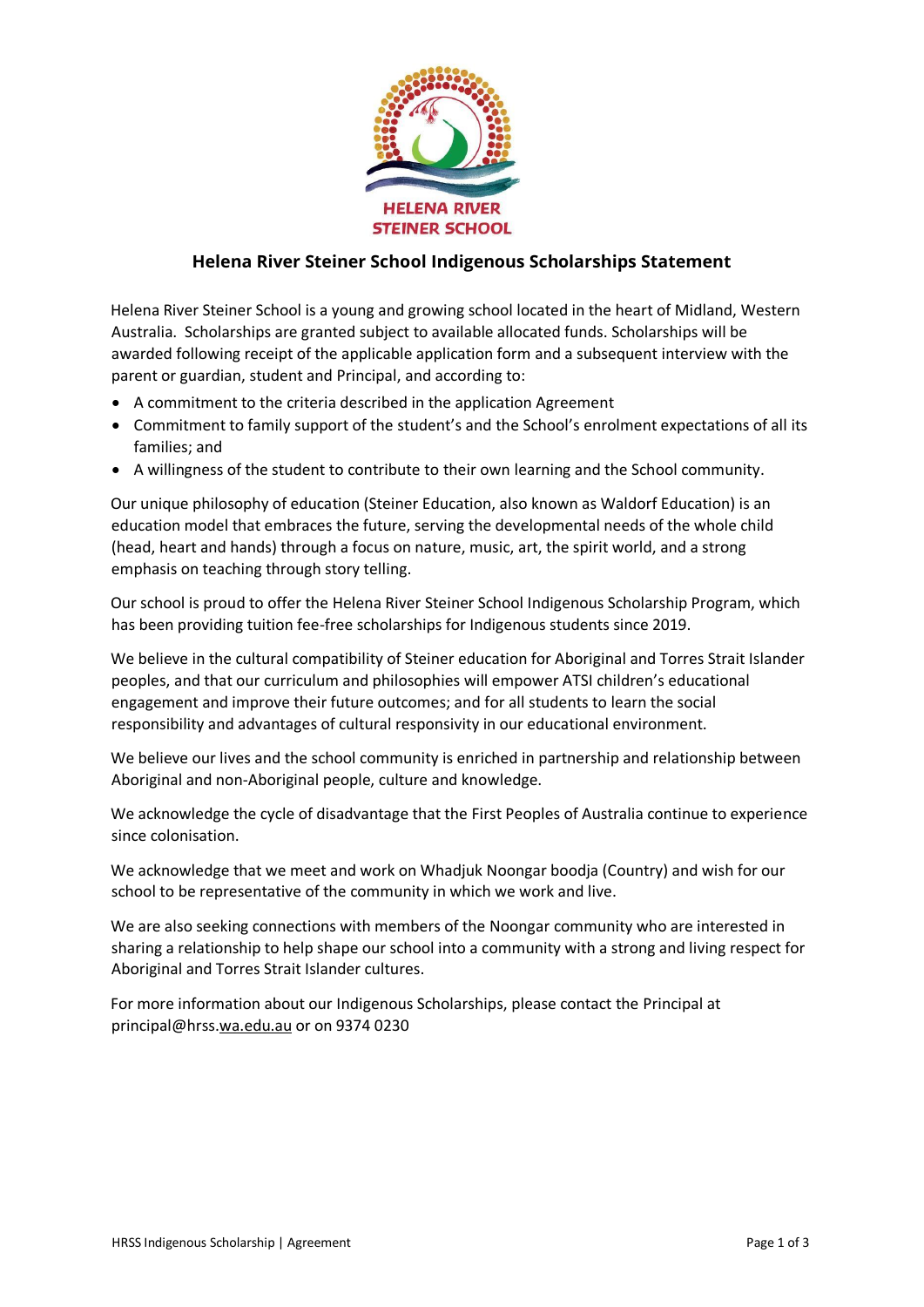HELENA RIVER STEINER SCHOOL

## Helena River Steiner School Indigenous Scholarships Statement

Helena River Steiner School is a young and growing school located in the heart of Midland, Western Australia. Scholarships are granted subject to available allocated funds. Scholarships will be awarded following receipt of the applicable application form and a subsequent interview with the parent or guardian, student and Principal, and according to:

- A commitment to the criteria described in the application Agreement
- Commitment to family support of the student's and the School's enrolment expectations of all its families; and
- A willingness of the student to contribute to their own learning and the School community.

Our unique philosophy of education (Steiner Education, also known as Waldorf Education) is an education model that embraces the future, serving the developmental needs of the whole child (head, heart and hands) through a focus on nature, music, art, the spirit world, and a strong emphasis on teaching through story telling.

Our school is proud to offer the Helena River Steiner School Indigenous Scholarship Program, which has been providing tuition fee-free scholarships for Indigenous students since 2019.

We believe in the cultural compatibility of Steiner education for Aboriginal and Torres Strait Islander peoples, and that our curriculum and philosophies will empower ATSI children's educational engagement and improve their future outcomes; and for all students to learn the social responsibility and advantages of cultural responsivity in our educational environment.

We believe our lives and the school community is enriched in partnership and relationship between Aboriginal and non-Aboriginal people, culture and knowledge.

We acknowledge the cycle of disadvantage that the First Peoples of Australia continue to experience since colonisation.

We acknowledge that we meet and work on Whadjuk Noongar boodja (Country) and wish for our school to be representative of the community in which we work and live.

We are also seeking connections with members of the Noongar community who are interested in sharing a relationship to help shape our school into a community with a strong and living respect for Aboriginal and Torres Strait Islander cultures.

For more information about our Indigenous Scholarships, please contact the Principal at principal@hrss.wa.edu.au or on 9374 0230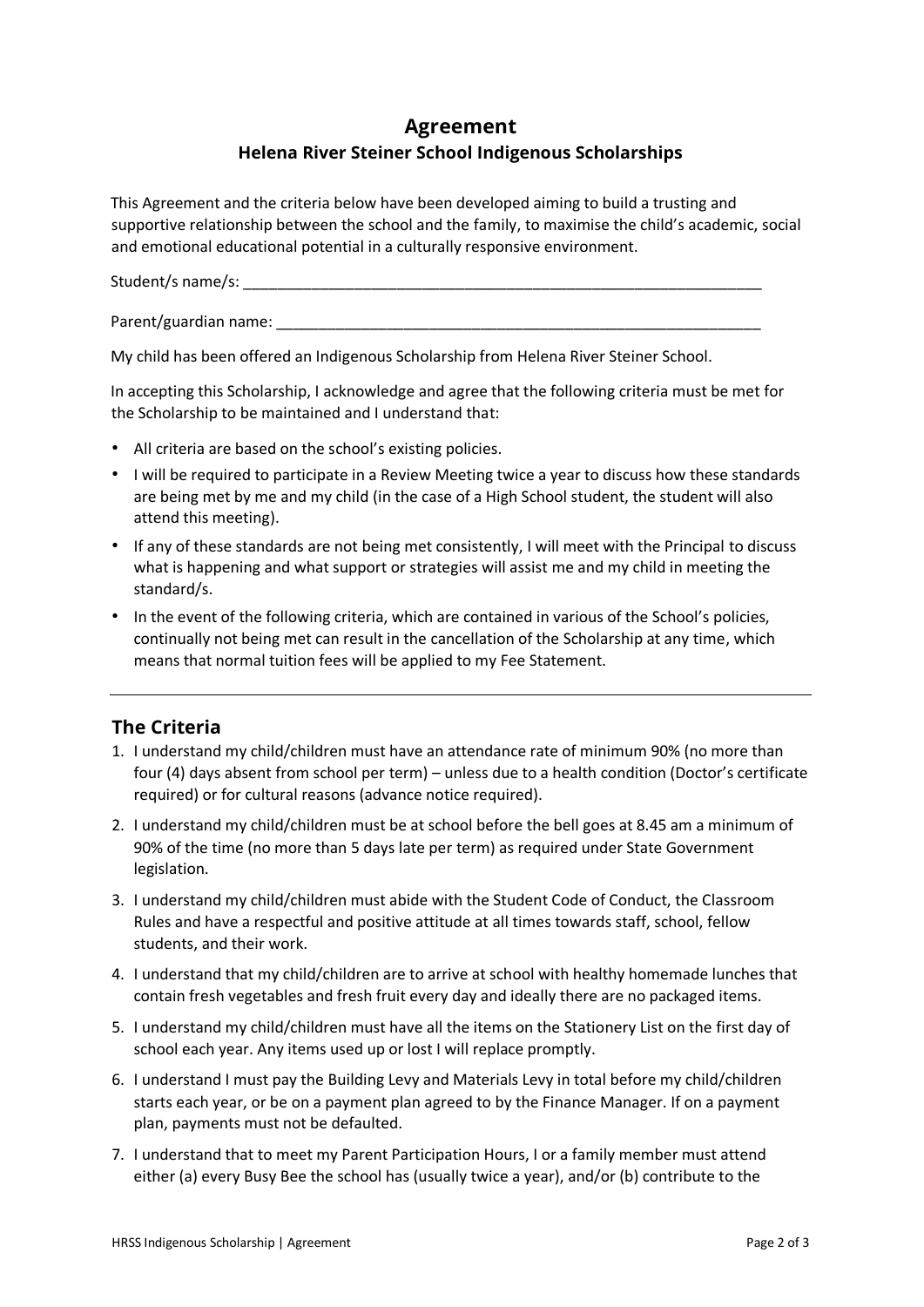# Agreement

## Helena River Steiner School Indigenous Scholarships

This Agreement and the criteria below have been developed aiming to build a trusting and supportive relationship between the school and the family, to maximise the child's academic, social and emotional educational potential in a culturally responsive environment.

Student/s name/s: _______________________________________________________________

Parent/guardian name: ___________________________________________________________

My child has been offered an Indigenous Scholarship from Helena River Steiner School.

In accepting this Scholarship, I acknowledge and agree that the following criteria must be met for the Scholarship to be maintained and I understand that:

- All criteria are based on the school's existing policies.
- I will be required to participate in a Review Meeting twice a year to discuss how these standards are being met by me and my child (in the case of a High School student, the student will also attend this meeting).
- If any of these standards are not being met consistently, I will meet with the Principal to discuss what is happening and what support or strategies will assist me and my child in meeting the standard/s.
- In the event of the following criteria, which are contained in various of the School's policies, continually not being met can result in the cancellation of the Scholarship at any time, which means that normal tuition fees will be applied to my Fee Statement.

---

## The Criteria

1. I understand my child/children must have an attendance rate of minimum 90% (no more than four (4) days absent from school per term) – unless due to a health condition (Doctor's certificate required) or for cultural reasons (advance notice required).
2. I understand my child/children must be at school before the bell goes at 8.45 am a minimum of 90% of the time (no more than 5 days late per term) as required under State Government legislation.
3. I understand my child/children must abide with the Student Code of Conduct, the Classroom Rules and have a respectful and positive attitude at all times towards staff, school, fellow students, and their work.
4. I understand that my child/children are to arrive at school with healthy homemade lunches that contain fresh vegetables and fresh fruit every day and ideally there are no packaged items.
5. I understand my child/children must have all the items on the Stationery List on the first day of school each year. Any items used up or lost I will replace promptly.
6. I understand I must pay the Building Levy and Materials Levy in total before my child/children starts each year, or be on a payment plan agreed to by the Finance Manager. If on a payment plan, payments must not be defaulted.
7. I understand that to meet my Parent Participation Hours, I or a family member must attend either (a) every Busy Bee the school has (usually twice a year), and/or (b) contribute to the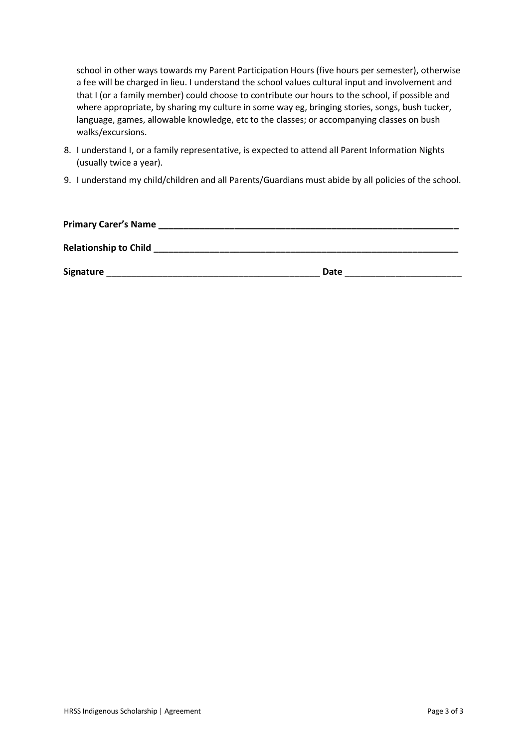school in other ways towards my Parent Participation Hours (five hours per semester), otherwise a fee will be charged in lieu. I understand the school values cultural input and involvement and that I (or a family member) could choose to contribute our hours to the school, if possible and where appropriate, by sharing my culture in some way eg, bringing stories, songs, bush tucker, language, games, allowable knowledge, etc to the classes; or accompanying classes on bush walks/excursions.

8. I understand I, or a family representative, is expected to attend all Parent Information Nights (usually twice a year).
9. I understand my child/children and all Parents/Guardians must abide by all policies of the school.

**Primary Carer's Name** ________________________________________________________________

**Relationship to Child** ________________________________________________________________

**Signature** ____________________________________________ **Date** ________________________